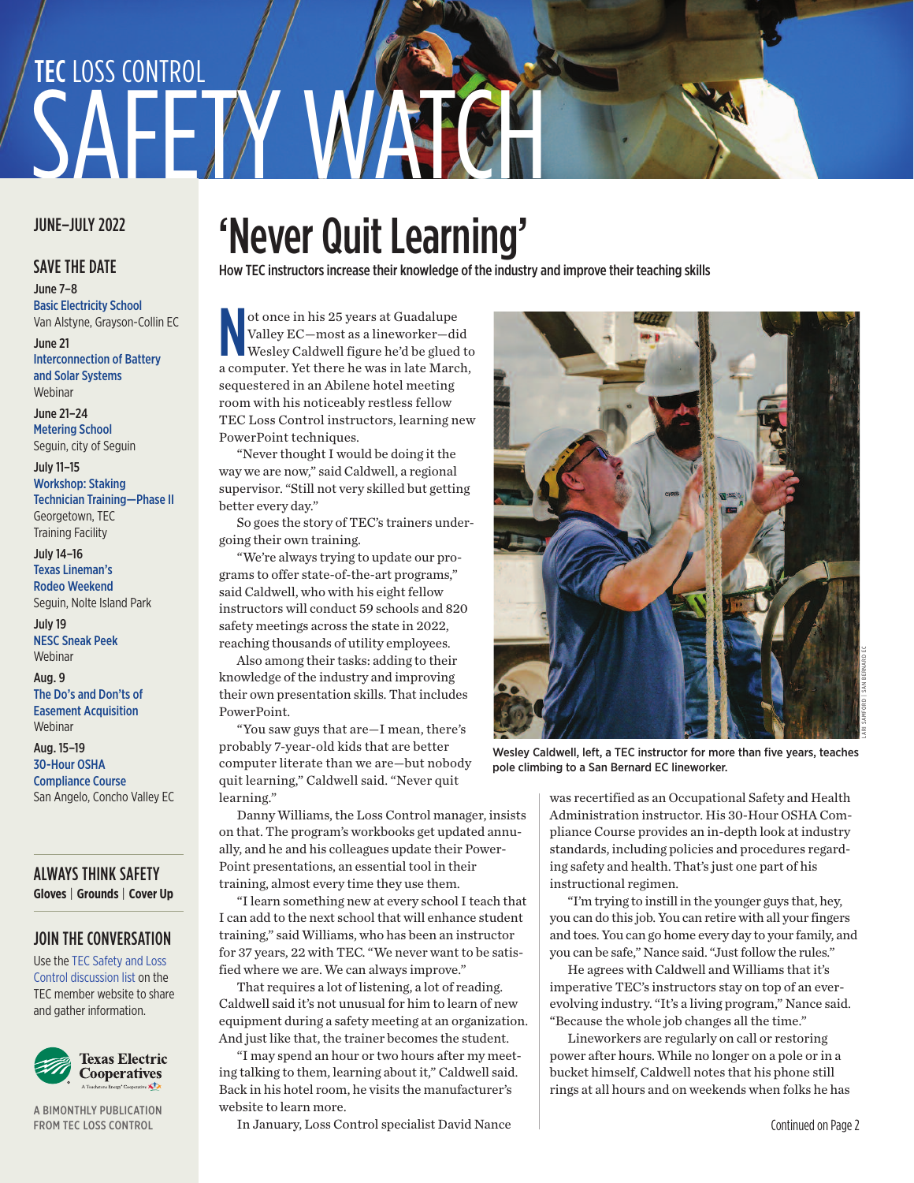# TEC LOSS CONTROL SAFETY WATCH

JUNE–JULY 2022

## SAVE THE DATE

**June 7–8**
Basic Electricity School
Van Alstyne, Grayson-Collin EC

**June 21**
Interconnection of Battery and Solar Systems
Webinar

**June 21–24**
Metering School
Seguin, city of Seguin

**July 11–15**
Workshop: Staking Technician Training—Phase II
Georgetown, TEC Training Facility

**July 14–16**
Texas Lineman's Rodeo Weekend
Seguin, Nolte Island Park

**July 19**
NESC Sneak Peek
Webinar

**Aug. 9**
The Do's and Don'ts of Easement Acquisition
Webinar

**Aug. 15–19**
30-Hour OSHA Compliance Course
San Angelo, Concho Valley EC

## ALWAYS THINK SAFETY

**Gloves | Grounds | Cover Up**

## JOIN THE CONVERSATION

Use the TEC Safety and Loss Control discussion list on the TEC member website to share and gather information.

A BIMONTHLY PUBLICATION FROM TEC LOSS CONTROL

# 'Never Quit Learning'

**How TEC instructors increase their knowledge of the industry and improve their teaching skills**

Not once in his 25 years at Guadalupe Valley EC—most as a lineworker—did Wesley Caldwell figure he'd be glued to a computer. Yet there he was in late March, sequestered in an Abilene hotel meeting room with his noticeably restless fellow TEC Loss Control instructors, learning new PowerPoint techniques.

"Never thought I would be doing it the way we are now," said Caldwell, a regional supervisor. "Still not very skilled but getting better every day."

So goes the story of TEC's trainers undergoing their own training.

"We're always trying to update our programs to offer state-of-the-art programs," said Caldwell, who with his eight fellow instructors will conduct 59 schools and 820 safety meetings across the state in 2022, reaching thousands of utility employees.

Also among their tasks: adding to their knowledge of the industry and improving their own presentation skills. That includes PowerPoint.

"You saw guys that are—I mean, there's probably 7-year-old kids that are better computer literate than we are—but nobody quit learning," Caldwell said. "Never quit learning."

Danny Williams, the Loss Control manager, insists on that. The program's workbooks get updated annually, and he and his colleagues update their PowerPoint presentations, an essential tool in their training, almost every time they use them.

"I learn something new at every school I teach that I can add to the next school that will enhance student training," said Williams, who has been an instructor for 37 years, 22 with TEC. "We never want to be satisfied where we are. We can always improve."

That requires a lot of listening, a lot of reading. Caldwell said it's not unusual for him to learn of new equipment during a safety meeting at an organization. And just like that, the trainer becomes the student.

"I may spend an hour or two hours after my meeting talking to them, learning about it," Caldwell said. Back in his hotel room, he visits the manufacturer's website to learn more.

In January, Loss Control specialist David Nance was recertified as an Occupational Safety and Health Administration instructor. His 30-Hour OSHA Compliance Course provides an in-depth look at industry standards, including policies and procedures regarding safety and health. That's just one part of his instructional regimen.

"I'm trying to instill in the younger guys that, hey, you can do this job. You can retire with all your fingers and toes. You can go home every day to your family, and you can be safe," Nance said. "Just follow the rules."

He agrees with Caldwell and Williams that it's imperative TEC's instructors stay on top of an ever-evolving industry. "It's a living program," Nance said. "Because the whole job changes all the time."

Lineworkers are regularly on call or restoring power after hours. While no longer on a pole or in a bucket himself, Caldwell notes that his phone still rings at all hours and on weekends when folks he has

LARI SANFORD | SAN BERNARD EC

Wesley Caldwell, left, a TEC instructor for more than five years, teaches pole climbing to a San Bernard EC lineworker.

Continued on Page 2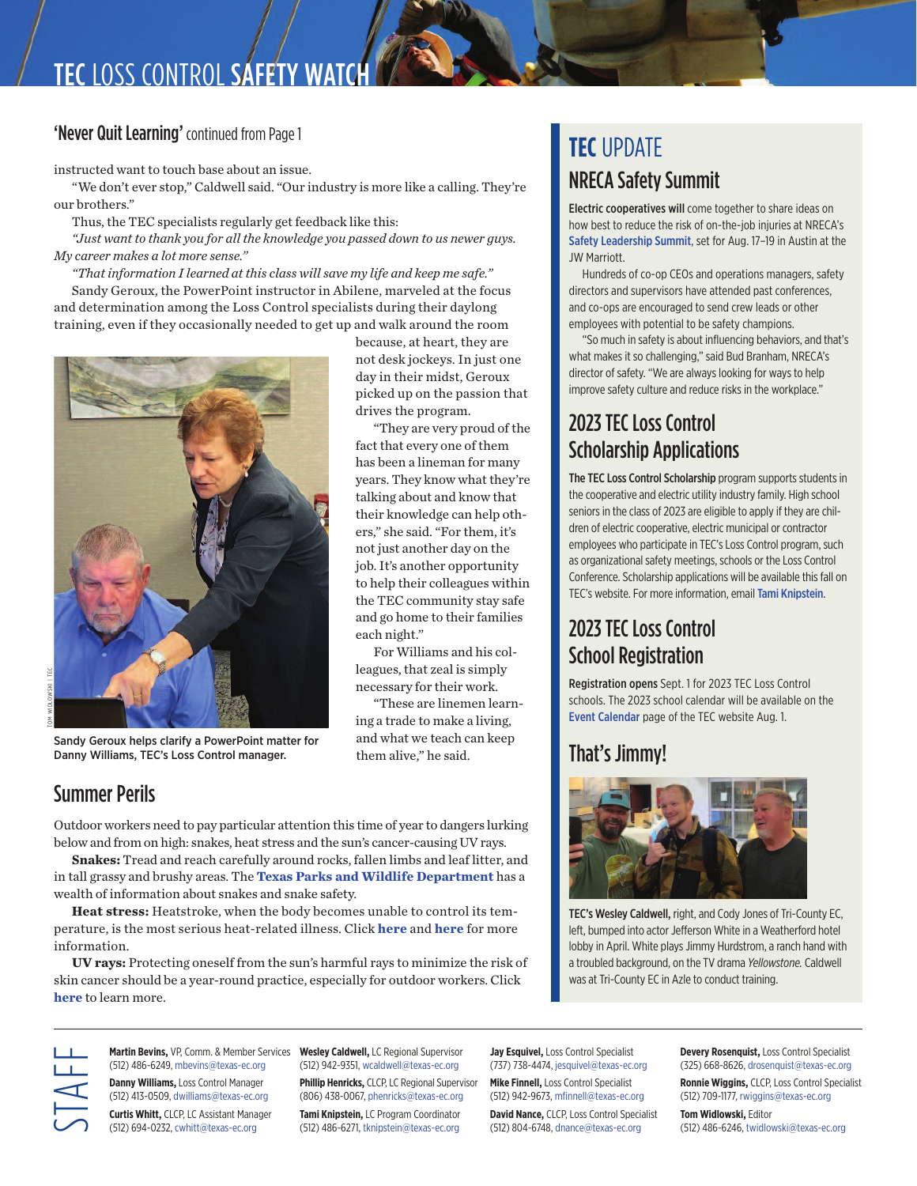## 'Never Quit Learning' continued from Page 1

instructed want to touch base about an issue.

"We don't ever stop," Caldwell said. "Our industry is more like a calling. They're our brothers."

Thus, the TEC specialists regularly get feedback like this:

*"Just want to thank you for all the knowledge you passed down to us newer guys. My career makes a lot more sense."*

*"That information I learned at this class will save my life and keep me safe."*

Sandy Geroux, the PowerPoint instructor in Abilene, marveled at the focus and determination among the Loss Control specialists during their daylong training, even if they occasionally needed to get up and walk around the room because, at heart, they are not desk jockeys. In just one day in their midst, Geroux picked up on the passion that drives the program.

"They are very proud of the fact that every one of them has been a lineman for many years. They know what they're talking about and know that their knowledge can help others," she said. "For them, it's not just another day on the job. It's another opportunity to help their colleagues within the TEC community stay safe and go home to their families each night."

For Williams and his colleagues, that zeal is simply necessary for their work.

"These are linemen learning a trade to make a living, and what we teach can keep them alive," he said.

TOM WIDLOWSKI | TEC

Sandy Geroux helps clarify a PowerPoint matter for Danny Williams, TEC's Loss Control manager.

## Summer Perils

Outdoor workers need to pay particular attention this time of year to dangers lurking below and from on high: snakes, heat stress and the sun's cancer-causing UV rays.

**Snakes:** Tread and reach carefully around rocks, fallen limbs and leaf litter, and in tall grassy and brushy areas. The **Texas Parks and Wildlife Department** has a wealth of information about snakes and snake safety.

**Heat stress:** Heatstroke, when the body becomes unable to control its temperature, is the most serious heat-related illness. Click **here** and **here** for more information.

**UV rays:** Protecting oneself from the sun's harmful rays to minimize the risk of skin cancer should be a year-round practice, especially for outdoor workers. Click **here** to learn more.

# TEC UPDATE

## NRECA Safety Summit

**Electric cooperatives will** come together to share ideas on how best to reduce the risk of on-the-job injuries at NRECA's Safety Leadership Summit, set for Aug. 17–19 in Austin at the JW Marriott.

Hundreds of co-op CEOs and operations managers, safety directors and supervisors have attended past conferences, and co-ops are encouraged to send crew leads or other employees with potential to be safety champions.

"So much in safety is about influencing behaviors, and that's what makes it so challenging," said Bud Branham, NRECA's director of safety. "We are always looking for ways to help improve safety culture and reduce risks in the workplace."

## 2023 TEC Loss Control Scholarship Applications

**The TEC Loss Control Scholarship** program supports students in the cooperative and electric utility industry family. High school seniors in the class of 2023 are eligible to apply if they are children of electric cooperative, electric municipal or contractor employees who participate in TEC's Loss Control program, such as organizational safety meetings, schools or the Loss Control Conference. Scholarship applications will be available this fall on TEC's website. For more information, email Tami Knipstein.

## 2023 TEC Loss Control School Registration

**Registration opens** Sept. 1 for 2023 TEC Loss Control schools. The 2023 school calendar will be available on the Event Calendar page of the TEC website Aug. 1.

## That's Jimmy!

**TEC's Wesley Caldwell,** right, and Cody Jones of Tri-County EC, left, bumped into actor Jefferson White in a Weatherford hotel lobby in April. White plays Jimmy Hurdstrom, a ranch hand with a troubled background, on the TV drama *Yellowstone.* Caldwell was at Tri-County EC in Azle to conduct training.

## STAFF

**Martin Bevins,** VP, Comm. & Member Services
(512) 486-6249, mbevins@texas-ec.org

**Danny Williams,** Loss Control Manager
(512) 413-0509, dwilliams@texas-ec.org

**Curtis Whitt,** CLCP, LC Assistant Manager
(512) 694-0232, cwhitt@texas-ec.org

**Wesley Caldwell,** LC Regional Supervisor
(512) 942-9351, wcaldwell@texas-ec.org

**Phillip Henricks,** CLCP, LC Regional Supervisor
(806) 438-0067, phenricks@texas-ec.org

**Tami Knipstein,** LC Program Coordinator
(512) 486-6271, tknipstein@texas-ec.org

**Jay Esquivel,** Loss Control Specialist
(737) 738-4474, jesquivel@texas-ec.org

**Mike Finnell,** Loss Control Specialist
(512) 942-9673, mfinnell@texas-ec.org

**David Nance,** CLCP, Loss Control Specialist
(512) 804-6748, dnance@texas-ec.org

**Devery Rosenquist,** Loss Control Specialist
(325) 668-8626, drosenquist@texas-ec.org

**Ronnie Wiggins,** CLCP, Loss Control Specialist
(512) 709-1177, rwiggins@texas-ec.org

**Tom Widlowski,** Editor
(512) 486-6246, twidlowski@texas-ec.org